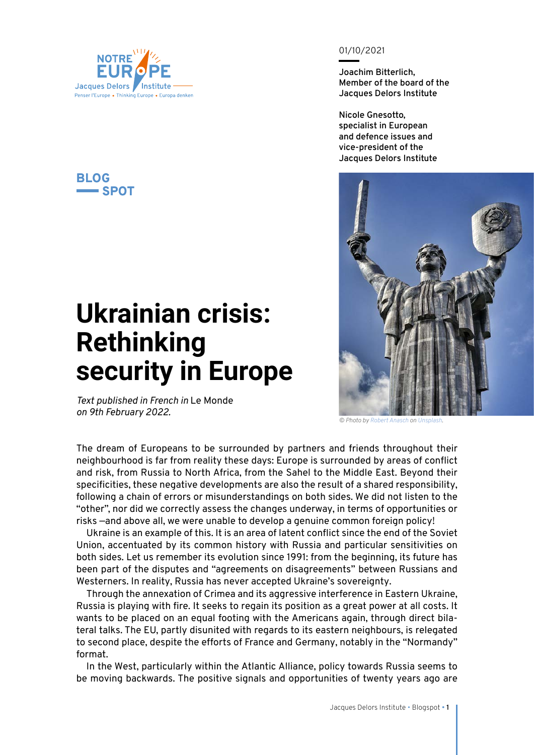01/10/2021

**Joachim Bitterlich,** Member of the board of the Jacques Delors Institute

**Nicole Gnesotto,** specialist in European and defence issues and vice-president of the Jacques Delors Institute

**BLOG SPOT**

# Ukrainian crisis: Rethinking security in Europe

*Text published in French in* Le Monde *on 9th February 2022.*

© Photo by Robert Anasch on Unsplash.

The dream of Europeans to be surrounded by partners and friends throughout their neighbourhood is far from reality these days: Europe is surrounded by areas of conflict and risk, from Russia to North Africa, from the Sahel to the Middle East. Beyond their specificities, these negative developments are also the result of a shared responsibility, following a chain of errors or misunderstandings on both sides. We did not listen to the "other", nor did we correctly assess the changes underway, in terms of opportunities or risks —and above all, we were unable to develop a genuine common foreign policy!

Ukraine is an example of this. It is an area of latent conflict since the end of the Soviet Union, accentuated by its common history with Russia and particular sensitivities on both sides. Let us remember its evolution since 1991: from the beginning, its future has been part of the disputes and "agreements on disagreements" between Russians and Westerners. In reality, Russia has never accepted Ukraine's sovereignty.

Through the annexation of Crimea and its aggressive interference in Eastern Ukraine, Russia is playing with fire. It seeks to regain its position as a great power at all costs. It wants to be placed on an equal footing with the Americans again, through direct bilateral talks. The EU, partly disunited with regards to its eastern neighbours, is relegated to second place, despite the efforts of France and Germany, notably in the "Normandy" format.

In the West, particularly within the Atlantic Alliance, policy towards Russia seems to be moving backwards. The positive signals and opportunities of twenty years ago are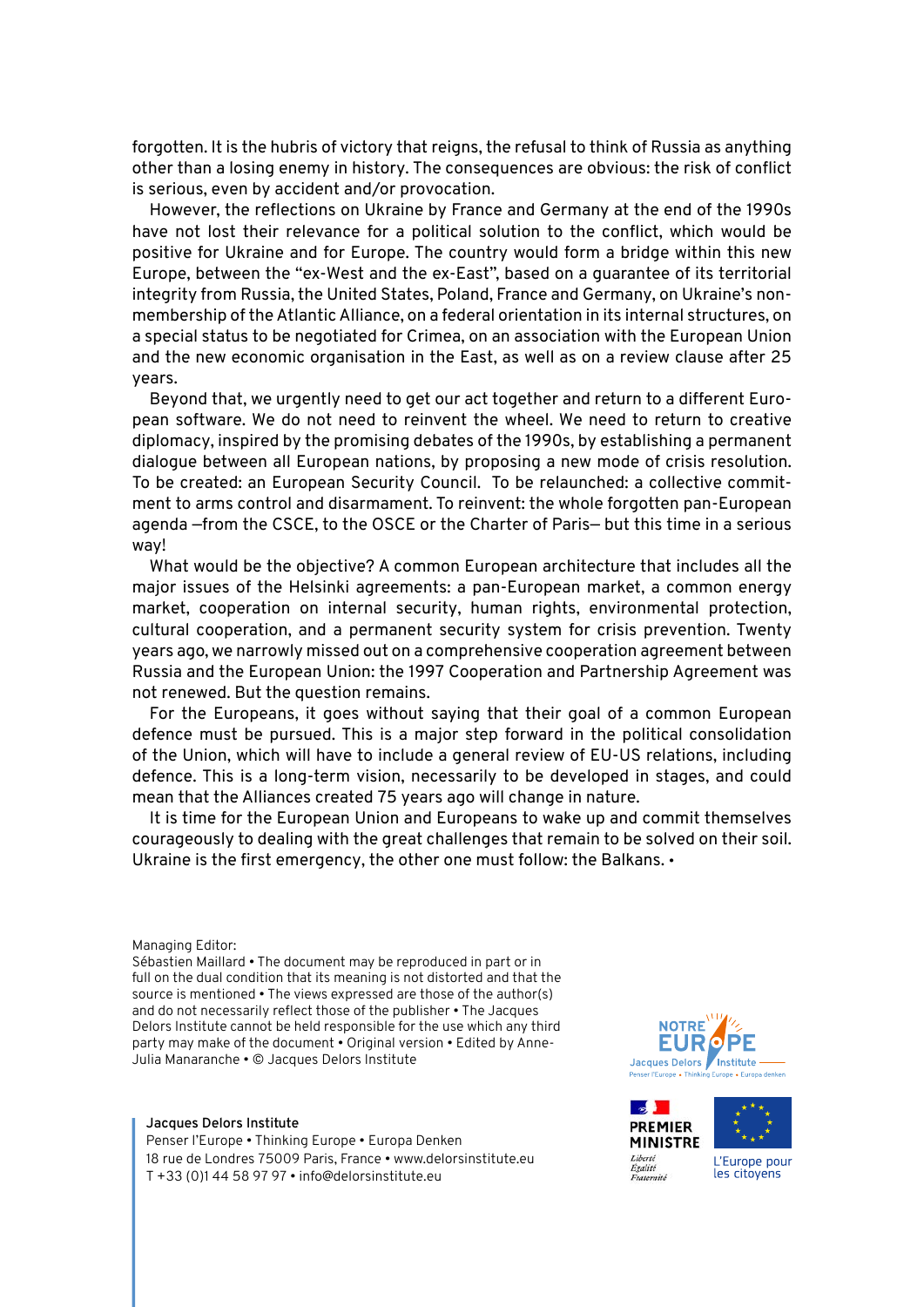forgotten. It is the hubris of victory that reigns, the refusal to think of Russia as anything other than a losing enemy in history. The consequences are obvious: the risk of conflict is serious, even by accident and/or provocation.

However, the reflections on Ukraine by France and Germany at the end of the 1990s have not lost their relevance for a political solution to the conflict, which would be positive for Ukraine and for Europe. The country would form a bridge within this new Europe, between the "ex-West and the ex-East", based on a guarantee of its territorial integrity from Russia, the United States, Poland, France and Germany, on Ukraine's non-membership of the Atlantic Alliance, on a federal orientation in its internal structures, on a special status to be negotiated for Crimea, on an association with the European Union and the new economic organisation in the East, as well as on a review clause after 25 years.

Beyond that, we urgently need to get our act together and return to a different European software. We do not need to reinvent the wheel. We need to return to creative diplomacy, inspired by the promising debates of the 1990s, by establishing a permanent dialogue between all European nations, by proposing a new mode of crisis resolution. To be created: an European Security Council. To be relaunched: a collective commitment to arms control and disarmament. To reinvent: the whole forgotten pan-European agenda —from the CSCE, to the OSCE or the Charter of Paris— but this time in a serious way!

What would be the objective? A common European architecture that includes all the major issues of the Helsinki agreements: a pan-European market, a common energy market, cooperation on internal security, human rights, environmental protection, cultural cooperation, and a permanent security system for crisis prevention. Twenty years ago, we narrowly missed out on a comprehensive cooperation agreement between Russia and the European Union: the 1997 Cooperation and Partnership Agreement was not renewed. But the question remains.

For the Europeans, it goes without saying that their goal of a common European defence must be pursued. This is a major step forward in the political consolidation of the Union, which will have to include a general review of EU-US relations, including defence. This is a long-term vision, necessarily to be developed in stages, and could mean that the Alliances created 75 years ago will change in nature.

It is time for the European Union and Europeans to wake up and commit themselves courageously to dealing with the great challenges that remain to be solved on their soil. Ukraine is the first emergency, the other one must follow: the Balkans. •

Managing Editor:
Sébastien Maillard • The document may be reproduced in part or in full on the dual condition that its meaning is not distorted and that the source is mentioned • The views expressed are those of the author(s) and do not necessarily reflect those of the publisher • The Jacques Delors Institute cannot be held responsible for the use which any third party may make of the document • Original version • Edited by Anne-Julia Manaranche • © Jacques Delors Institute

**Jacques Delors Institute**
Penser l'Europe • Thinking Europe • Europa Denken
18 rue de Londres 75009 Paris, France • www.delorsinstitute.eu
T +33 (0)1 44 58 97 97 • info@delorsinstitute.eu

NOTRE EUROPE
Jacques Delors Institute
Penser l'Europe • Thinking Europe • Europa denken

PREMIER MINISTRE
Liberté
Égalité
Fraternité

L'Europe pour les citoyens